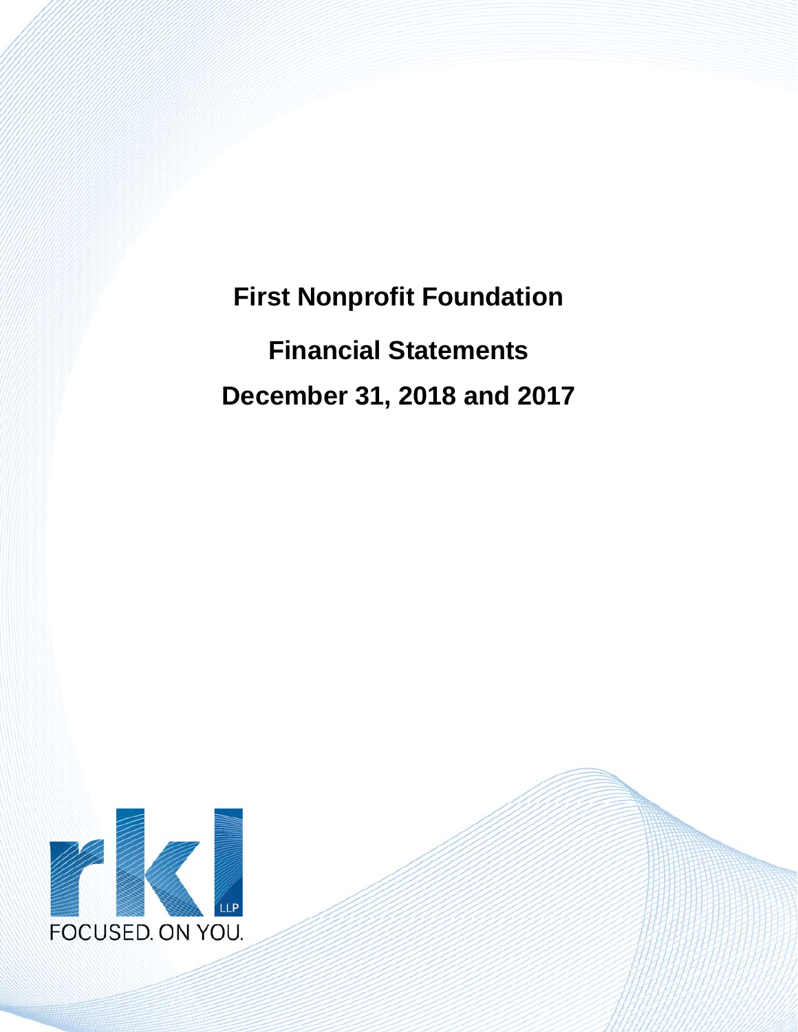# First Nonprofit Foundation

## Financial Statements

## December 31, 2018 and 2017

rkl LLP

FOCUSED. ON YOU.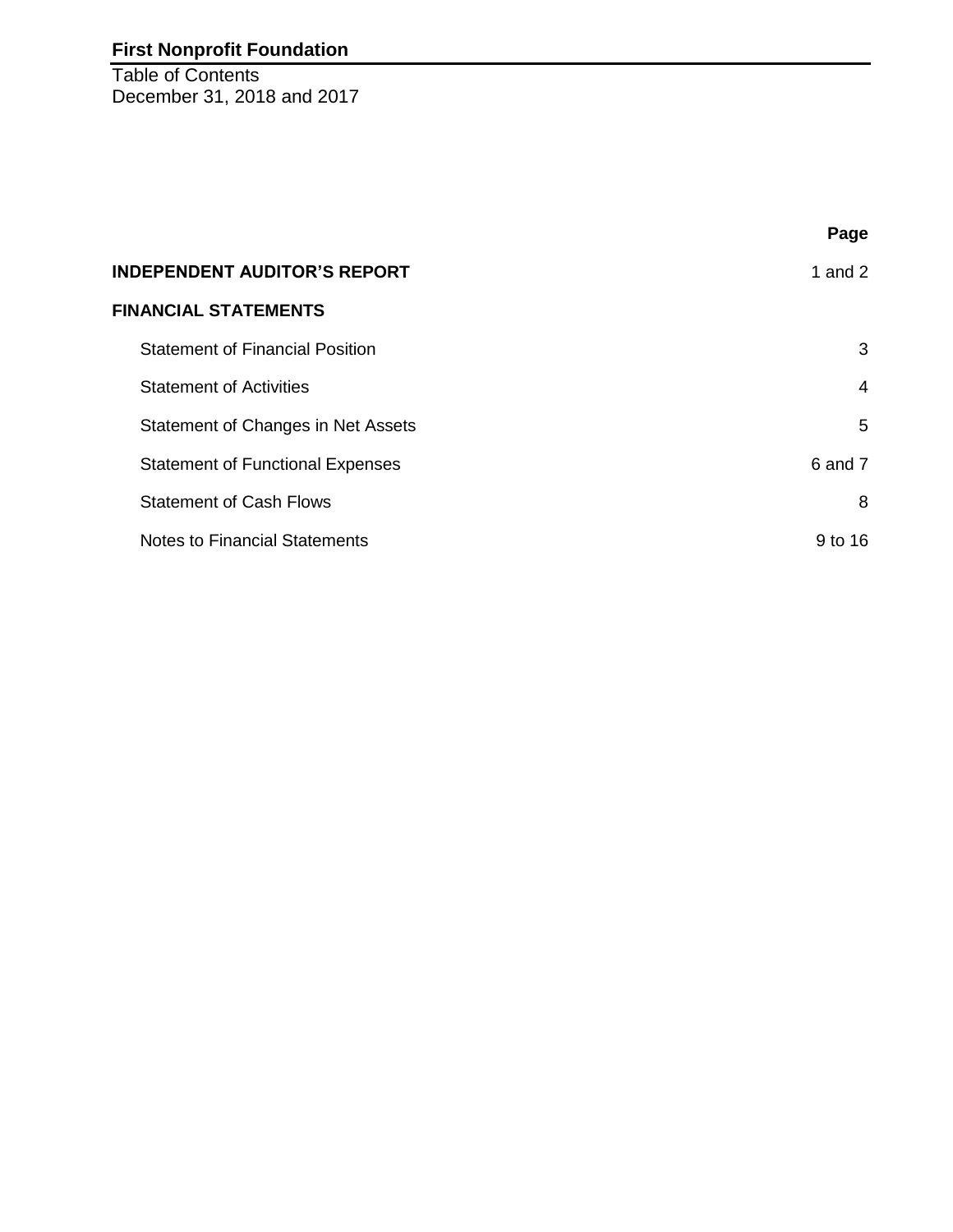# First Nonprofit Foundation

Table of Contents
December 31, 2018 and 2017

| | Page |
|---|---|
| **INDEPENDENT AUDITOR'S REPORT** | 1 and 2 |
| **FINANCIAL STATEMENTS** | |
| Statement of Financial Position | 3 |
| Statement of Activities | 4 |
| Statement of Changes in Net Assets | 5 |
| Statement of Functional Expenses | 6 and 7 |
| Statement of Cash Flows | 8 |
| Notes to Financial Statements | 9 to 16 |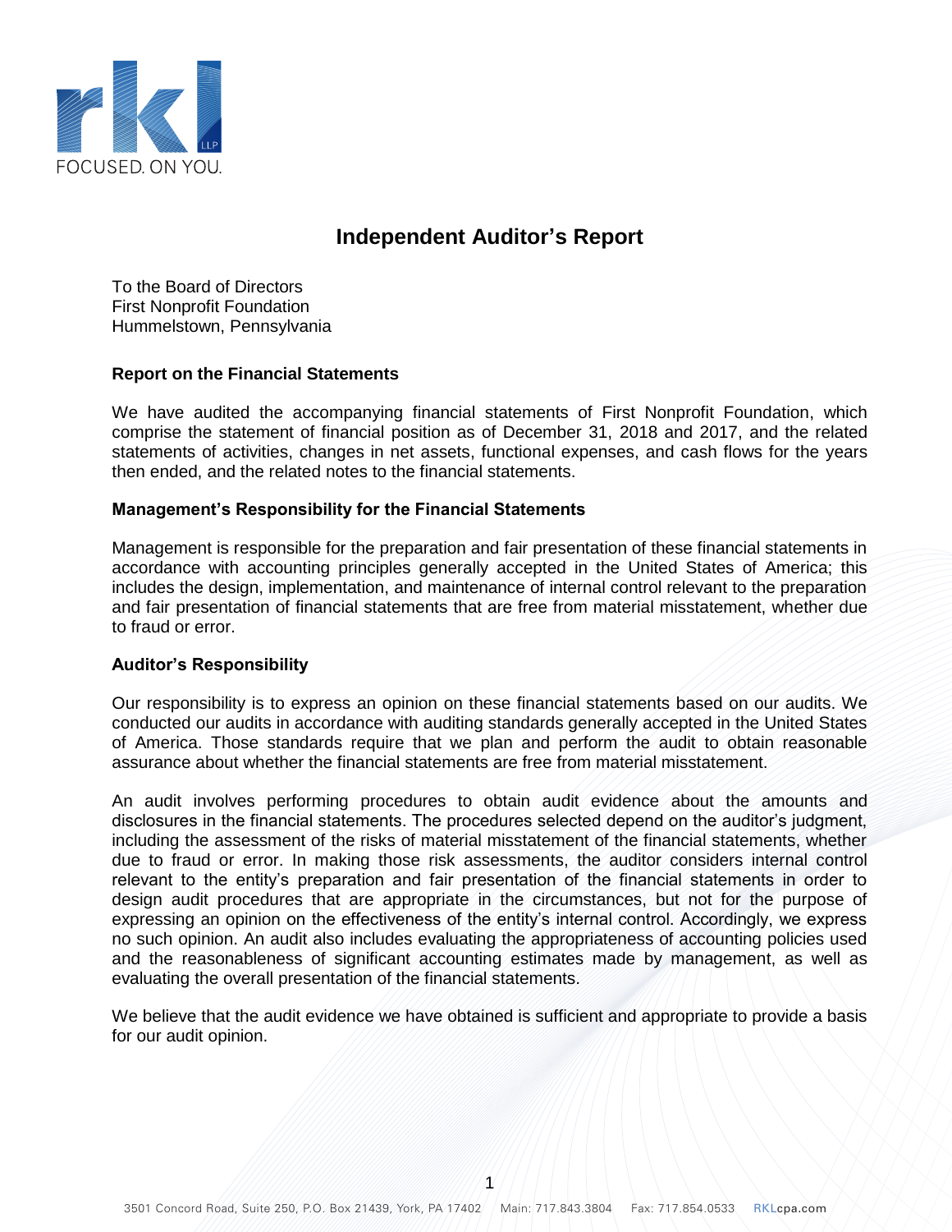# Independent Auditor's Report

To the Board of Directors
First Nonprofit Foundation
Hummelstown, Pennsylvania

### Report on the Financial Statements

We have audited the accompanying financial statements of First Nonprofit Foundation, which comprise the statement of financial position as of December 31, 2018 and 2017, and the related statements of activities, changes in net assets, functional expenses, and cash flows for the years then ended, and the related notes to the financial statements.

### Management's Responsibility for the Financial Statements

Management is responsible for the preparation and fair presentation of these financial statements in accordance with accounting principles generally accepted in the United States of America; this includes the design, implementation, and maintenance of internal control relevant to the preparation and fair presentation of financial statements that are free from material misstatement, whether due to fraud or error.

### Auditor's Responsibility

Our responsibility is to express an opinion on these financial statements based on our audits. We conducted our audits in accordance with auditing standards generally accepted in the United States of America. Those standards require that we plan and perform the audit to obtain reasonable assurance about whether the financial statements are free from material misstatement.

An audit involves performing procedures to obtain audit evidence about the amounts and disclosures in the financial statements. The procedures selected depend on the auditor's judgment, including the assessment of the risks of material misstatement of the financial statements, whether due to fraud or error. In making those risk assessments, the auditor considers internal control relevant to the entity's preparation and fair presentation of the financial statements in order to design audit procedures that are appropriate in the circumstances, but not for the purpose of expressing an opinion on the effectiveness of the entity's internal control. Accordingly, we express no such opinion. An audit also includes evaluating the appropriateness of accounting policies used and the reasonableness of significant accounting estimates made by management, as well as evaluating the overall presentation of the financial statements.

We believe that the audit evidence we have obtained is sufficient and appropriate to provide a basis for our audit opinion.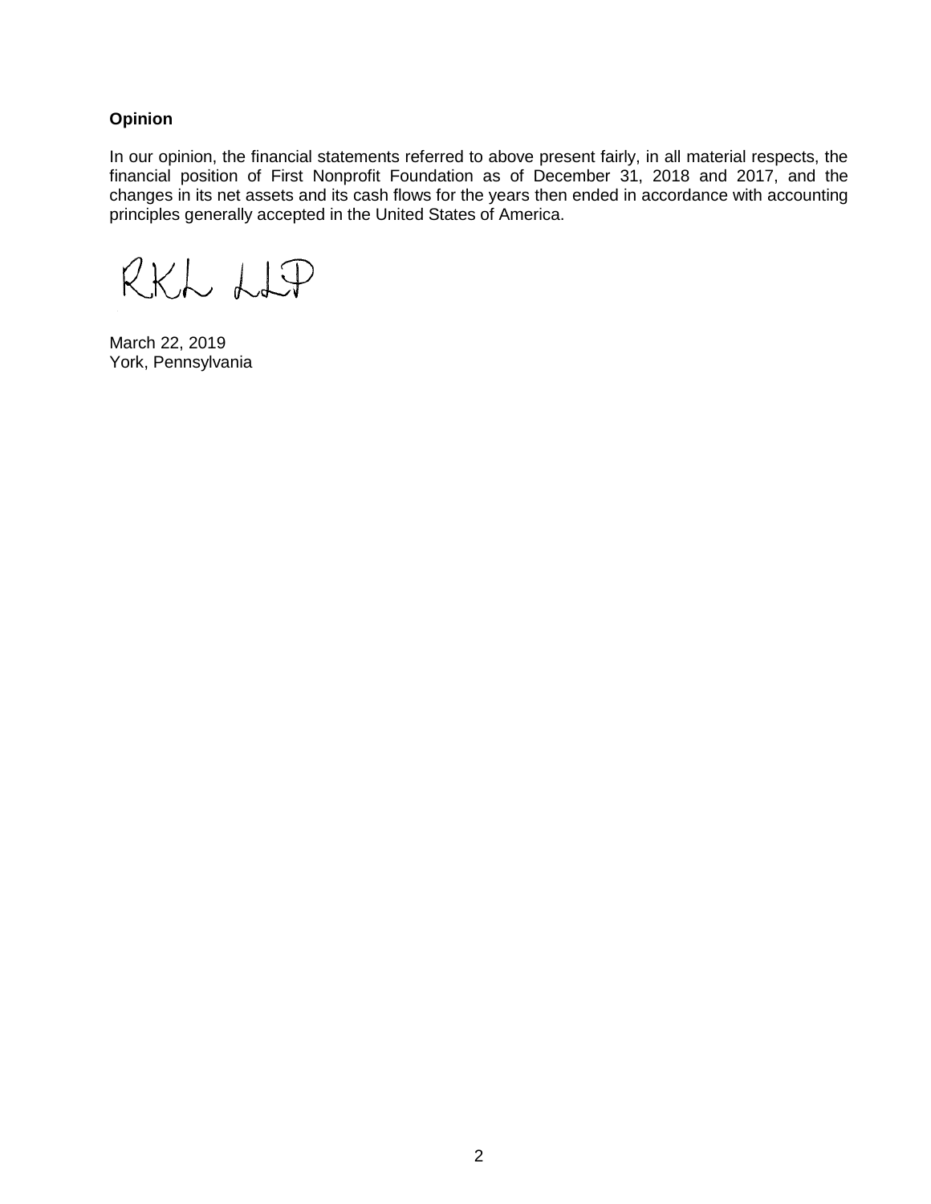### Opinion

In our opinion, the financial statements referred to above present fairly, in all material respects, the financial position of First Nonprofit Foundation as of December 31, 2018 and 2017, and the changes in its net assets and its cash flows for the years then ended in accordance with accounting principles generally accepted in the United States of America.

RKL LLP

March 22, 2019
York, Pennsylvania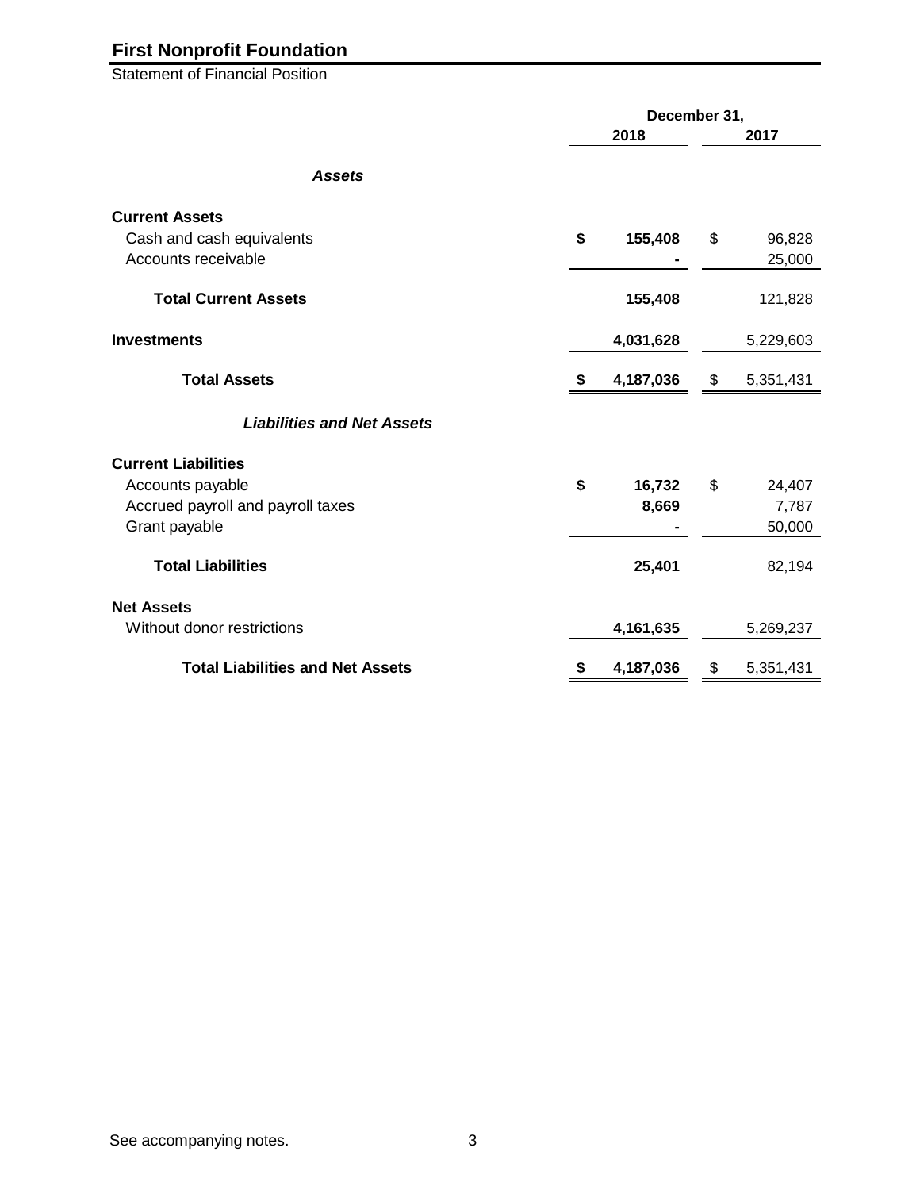# First Nonprofit Foundation

Statement of Financial Position

| | December 31, | |
|---|---|---|
| | 2018 | 2017 |
| ***Assets*** | | |
| **Current Assets** | | |
| Cash and cash equivalents | **$ 155,408** | $ 96,828 |
| Accounts receivable | **-** | 25,000 |
| **Total Current Assets** | **155,408** | 121,828 |
| **Investments** | **4,031,628** | 5,229,603 |
| **Total Assets** | **$ 4,187,036** | $ 5,351,431 |
| ***Liabilities and Net Assets*** | | |
| **Current Liabilities** | | |
| Accounts payable | **$ 16,732** | $ 24,407 |
| Accrued payroll and payroll taxes | **8,669** | 7,787 |
| Grant payable | **-** | 50,000 |
| **Total Liabilities** | **25,401** | 82,194 |
| **Net Assets** | | |
| Without donor restrictions | **4,161,635** | 5,269,237 |
| **Total Liabilities and Net Assets** | **$ 4,187,036** | $ 5,351,431 |

See accompanying notes.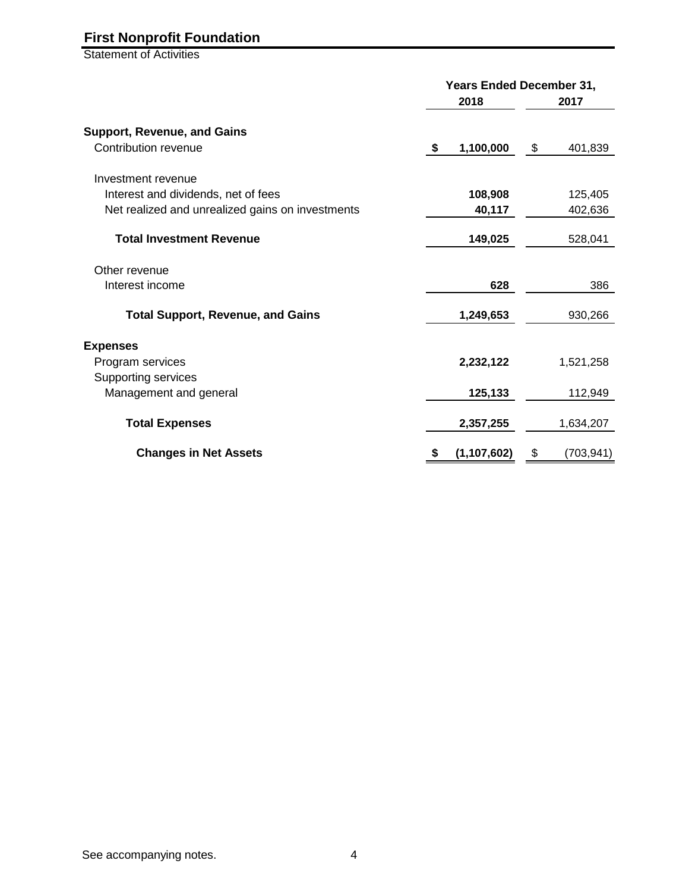# First Nonprofit Foundation

Statement of Activities

| | Years Ended December 31, | |
|---|---|---|
| | **2018** | **2017** |
| **Support, Revenue, and Gains** | | |
| Contribution revenue | **$ 1,100,000** | $ 401,839 |
| Investment revenue | | |
| Interest and dividends, net of fees | **108,908** | 125,405 |
| Net realized and unrealized gains on investments | **40,117** | 402,636 |
| **Total Investment Revenue** | **149,025** | 528,041 |
| Other revenue | | |
| Interest income | **628** | 386 |
| **Total Support, Revenue, and Gains** | **1,249,653** | 930,266 |
| **Expenses** | | |
| Program services | **2,232,122** | 1,521,258 |
| Supporting services | | |
| Management and general | **125,133** | 112,949 |
| **Total Expenses** | **2,357,255** | 1,634,207 |
| **Changes in Net Assets** | **$ (1,107,602)** | $ (703,941) |

See accompanying notes.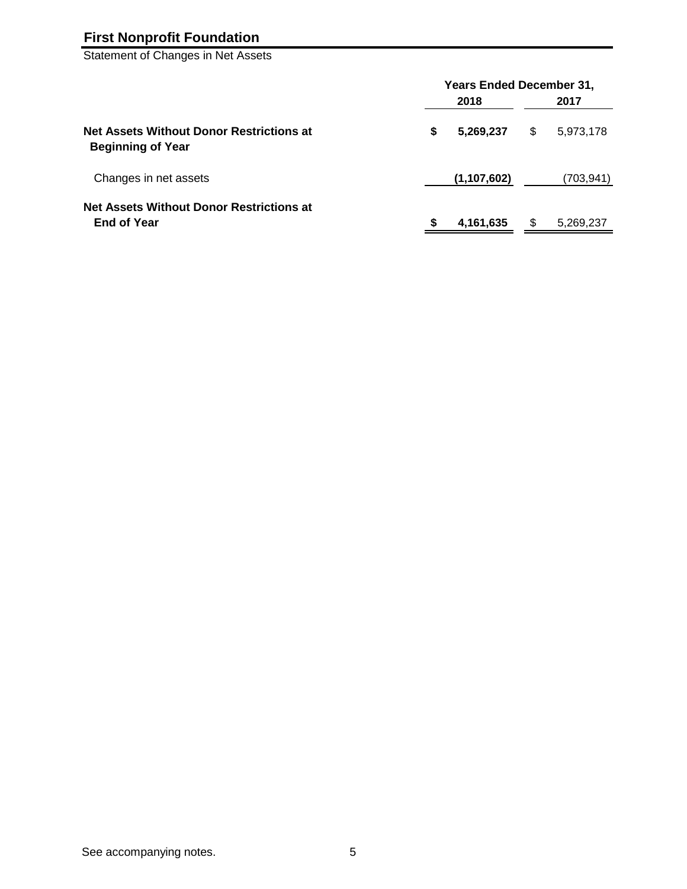# First Nonprofit Foundation

Statement of Changes in Net Assets

| | Years Ended December 31, | |
|---|---|---|
| | **2018** | **2017** |
| **Net Assets Without Donor Restrictions at Beginning of Year** | **$ 5,269,237** | $ 5,973,178 |
| Changes in net assets | **(1,107,602)** | (703,941) |
| **Net Assets Without Donor Restrictions at End of Year** | **$ 4,161,635** | $ 5,269,237 |

See accompanying notes.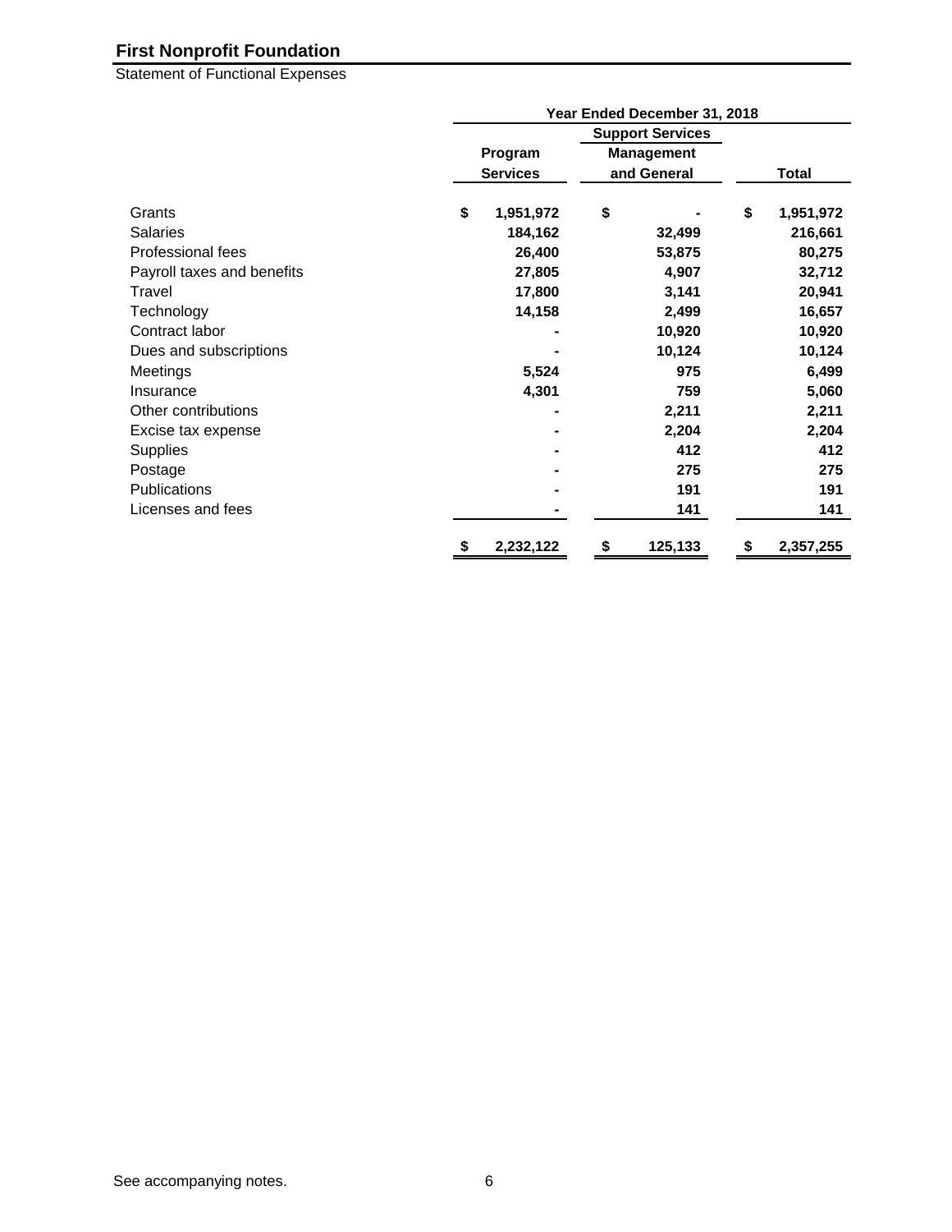# First Nonprofit Foundation

Statement of Functional Expenses

| | Year Ended December 31, 2018 | | |
|---|---|---|---|
| | | Support Services | |
| | Program Services | Management and General | Total |
| Grants | $ 1,951,972 | $ - | $ 1,951,972 |
| Salaries | 184,162 | 32,499 | 216,661 |
| Professional fees | 26,400 | 53,875 | 80,275 |
| Payroll taxes and benefits | 27,805 | 4,907 | 32,712 |
| Travel | 17,800 | 3,141 | 20,941 |
| Technology | 14,158 | 2,499 | 16,657 |
| Contract labor | - | 10,920 | 10,920 |
| Dues and subscriptions | - | 10,124 | 10,124 |
| Meetings | 5,524 | 975 | 6,499 |
| Insurance | 4,301 | 759 | 5,060 |
| Other contributions | - | 2,211 | 2,211 |
| Excise tax expense | - | 2,204 | 2,204 |
| Supplies | - | 412 | 412 |
| Postage | - | 275 | 275 |
| Publications | - | 191 | 191 |
| Licenses and fees | - | 141 | 141 |
| | $ 2,232,122 | $ 125,133 | $ 2,357,255 |

See accompanying notes.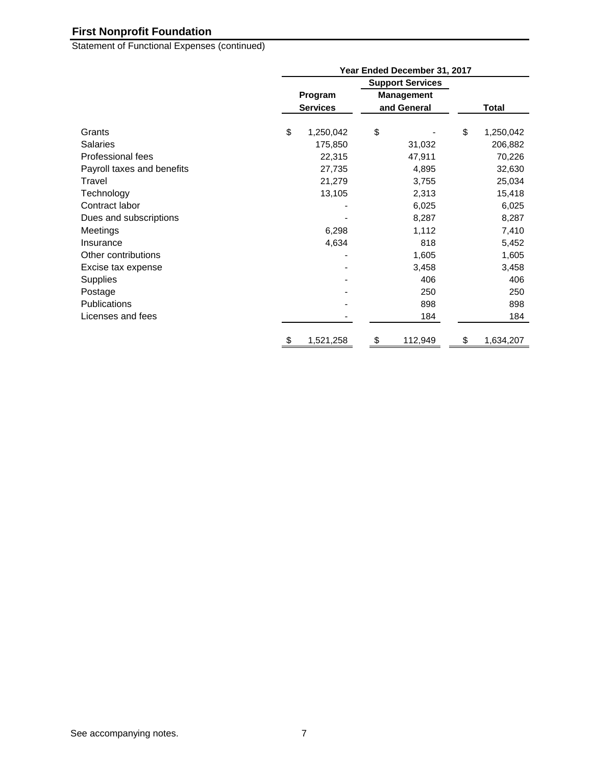# First Nonprofit Foundation

Statement of Functional Expenses (continued)

| | Year Ended December 31, 2017 | | |
|---|---|---|---|
| | | Support Services | |
| | Program Services | Management and General | Total |
| Grants | $ 1,250,042 | $ - | $ 1,250,042 |
| Salaries | 175,850 | 31,032 | 206,882 |
| Professional fees | 22,315 | 47,911 | 70,226 |
| Payroll taxes and benefits | 27,735 | 4,895 | 32,630 |
| Travel | 21,279 | 3,755 | 25,034 |
| Technology | 13,105 | 2,313 | 15,418 |
| Contract labor | - | 6,025 | 6,025 |
| Dues and subscriptions | - | 8,287 | 8,287 |
| Meetings | 6,298 | 1,112 | 7,410 |
| Insurance | 4,634 | 818 | 5,452 |
| Other contributions | - | 1,605 | 1,605 |
| Excise tax expense | - | 3,458 | 3,458 |
| Supplies | - | 406 | 406 |
| Postage | - | 250 | 250 |
| Publications | - | 898 | 898 |
| Licenses and fees | - | 184 | 184 |
| | $ 1,521,258 | $ 112,949 | $ 1,634,207 |

See accompanying notes.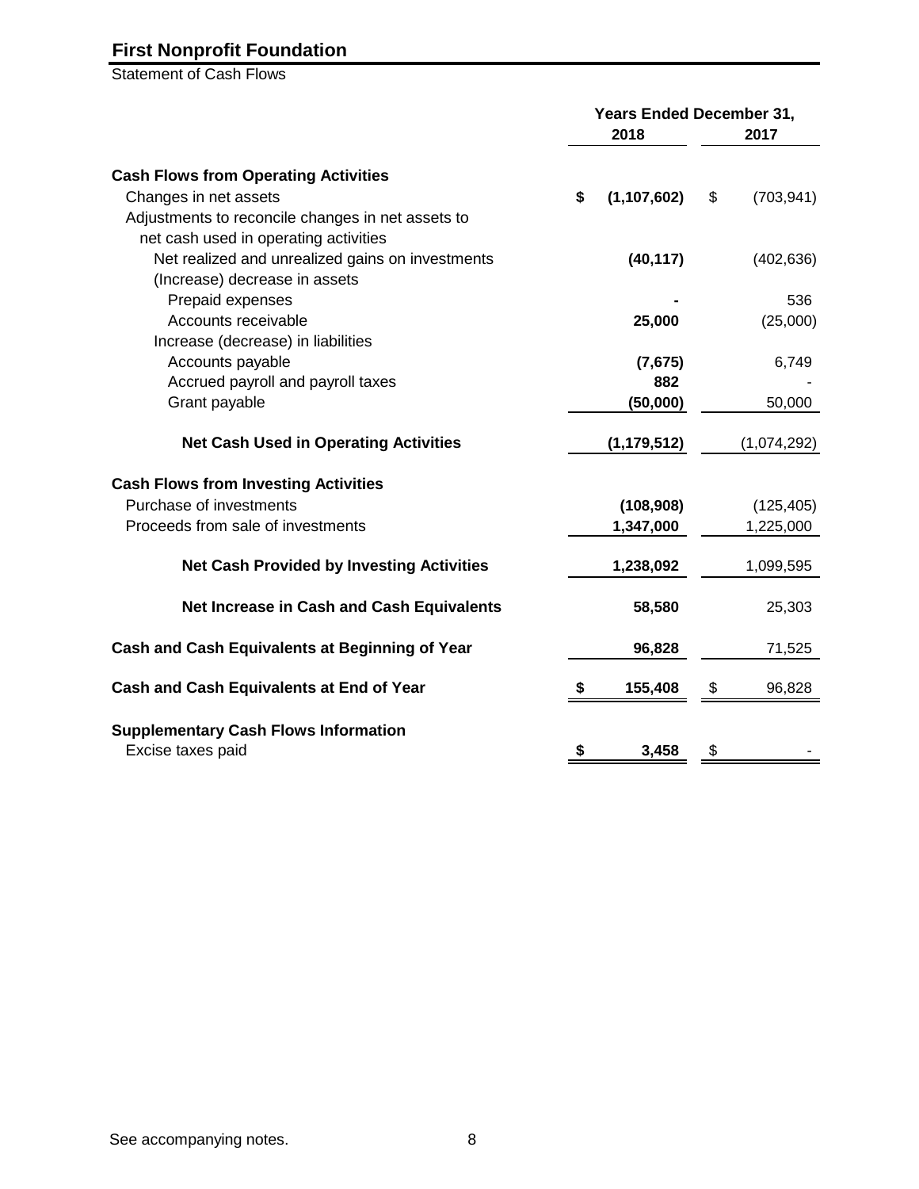# First Nonprofit Foundation

Statement of Cash Flows

| | Years Ended December 31, | |
|---|---|---|
| | 2018 | 2017 |
| **Cash Flows from Operating Activities** | | |
| Changes in net assets | **$ (1,107,602)** | $ (703,941) |
| Adjustments to reconcile changes in net assets to net cash used in operating activities | | |
| Net realized and unrealized gains on investments | **(40,117)** | (402,636) |
| (Increase) decrease in assets | | |
| Prepaid expenses | **-** | 536 |
| Accounts receivable | **25,000** | (25,000) |
| Increase (decrease) in liabilities | | |
| Accounts payable | **(7,675)** | 6,749 |
| Accrued payroll and payroll taxes | **882** | - |
| Grant payable | **(50,000)** | 50,000 |
| **Net Cash Used in Operating Activities** | **(1,179,512)** | (1,074,292) |
| **Cash Flows from Investing Activities** | | |
| Purchase of investments | **(108,908)** | (125,405) |
| Proceeds from sale of investments | **1,347,000** | 1,225,000 |
| **Net Cash Provided by Investing Activities** | **1,238,092** | 1,099,595 |
| **Net Increase in Cash and Cash Equivalents** | **58,580** | 25,303 |
| **Cash and Cash Equivalents at Beginning of Year** | **96,828** | 71,525 |
| **Cash and Cash Equivalents at End of Year** | **$ 155,408** | $ 96,828 |
| **Supplementary Cash Flows Information** | | |
| Excise taxes paid | **$ 3,458** | $ - |

See accompanying notes.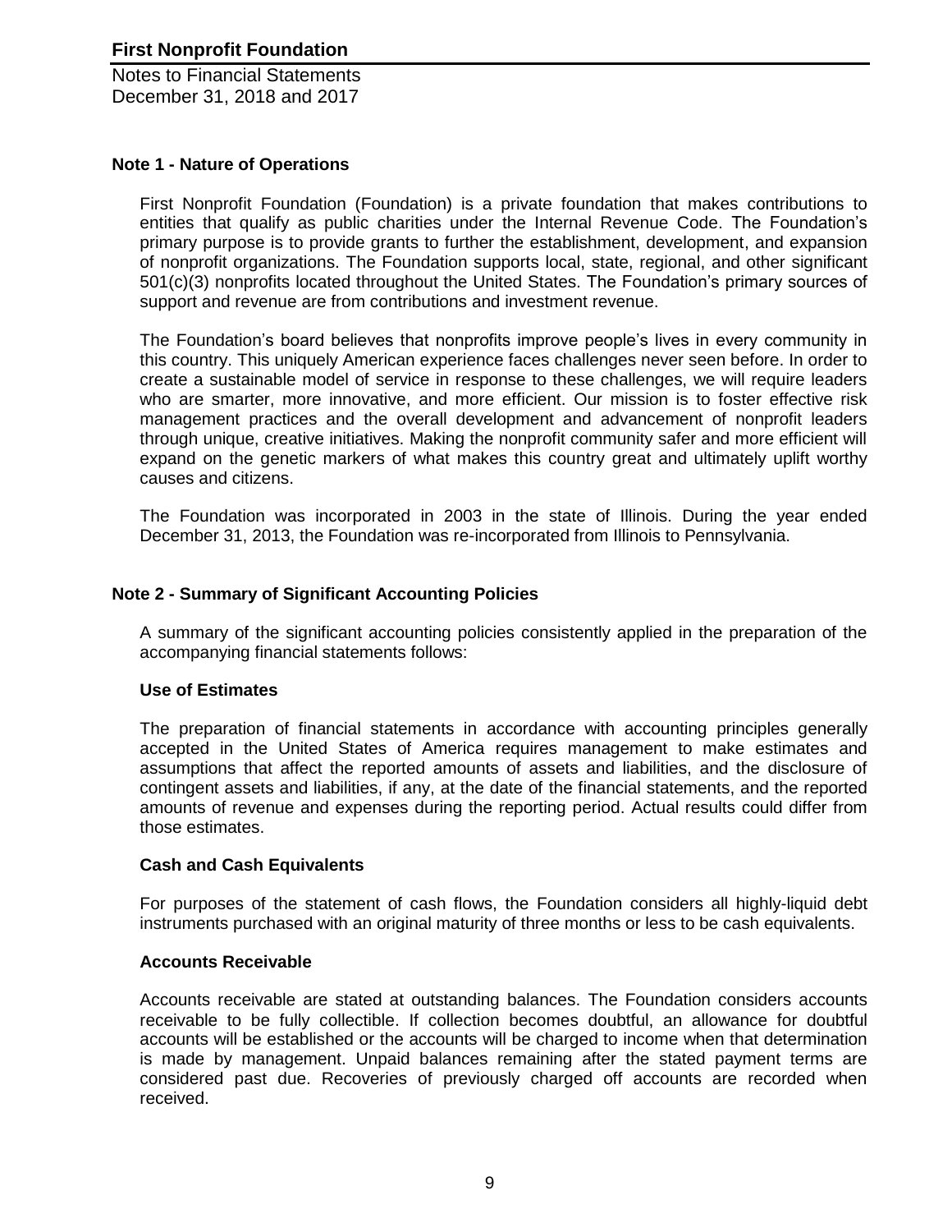# First Nonprofit Foundation

Notes to Financial Statements
December 31, 2018 and 2017

## Note 1 - Nature of Operations

First Nonprofit Foundation (Foundation) is a private foundation that makes contributions to entities that qualify as public charities under the Internal Revenue Code. The Foundation's primary purpose is to provide grants to further the establishment, development, and expansion of nonprofit organizations. The Foundation supports local, state, regional, and other significant 501(c)(3) nonprofits located throughout the United States. The Foundation's primary sources of support and revenue are from contributions and investment revenue.

The Foundation's board believes that nonprofits improve people's lives in every community in this country. This uniquely American experience faces challenges never seen before. In order to create a sustainable model of service in response to these challenges, we will require leaders who are smarter, more innovative, and more efficient. Our mission is to foster effective risk management practices and the overall development and advancement of nonprofit leaders through unique, creative initiatives. Making the nonprofit community safer and more efficient will expand on the genetic markers of what makes this country great and ultimately uplift worthy causes and citizens.

The Foundation was incorporated in 2003 in the state of Illinois. During the year ended December 31, 2013, the Foundation was re-incorporated from Illinois to Pennsylvania.

## Note 2 - Summary of Significant Accounting Policies

A summary of the significant accounting policies consistently applied in the preparation of the accompanying financial statements follows:

### Use of Estimates

The preparation of financial statements in accordance with accounting principles generally accepted in the United States of America requires management to make estimates and assumptions that affect the reported amounts of assets and liabilities, and the disclosure of contingent assets and liabilities, if any, at the date of the financial statements, and the reported amounts of revenue and expenses during the reporting period. Actual results could differ from those estimates.

### Cash and Cash Equivalents

For purposes of the statement of cash flows, the Foundation considers all highly-liquid debt instruments purchased with an original maturity of three months or less to be cash equivalents.

### Accounts Receivable

Accounts receivable are stated at outstanding balances. The Foundation considers accounts receivable to be fully collectible. If collection becomes doubtful, an allowance for doubtful accounts will be established or the accounts will be charged to income when that determination is made by management. Unpaid balances remaining after the stated payment terms are considered past due. Recoveries of previously charged off accounts are recorded when received.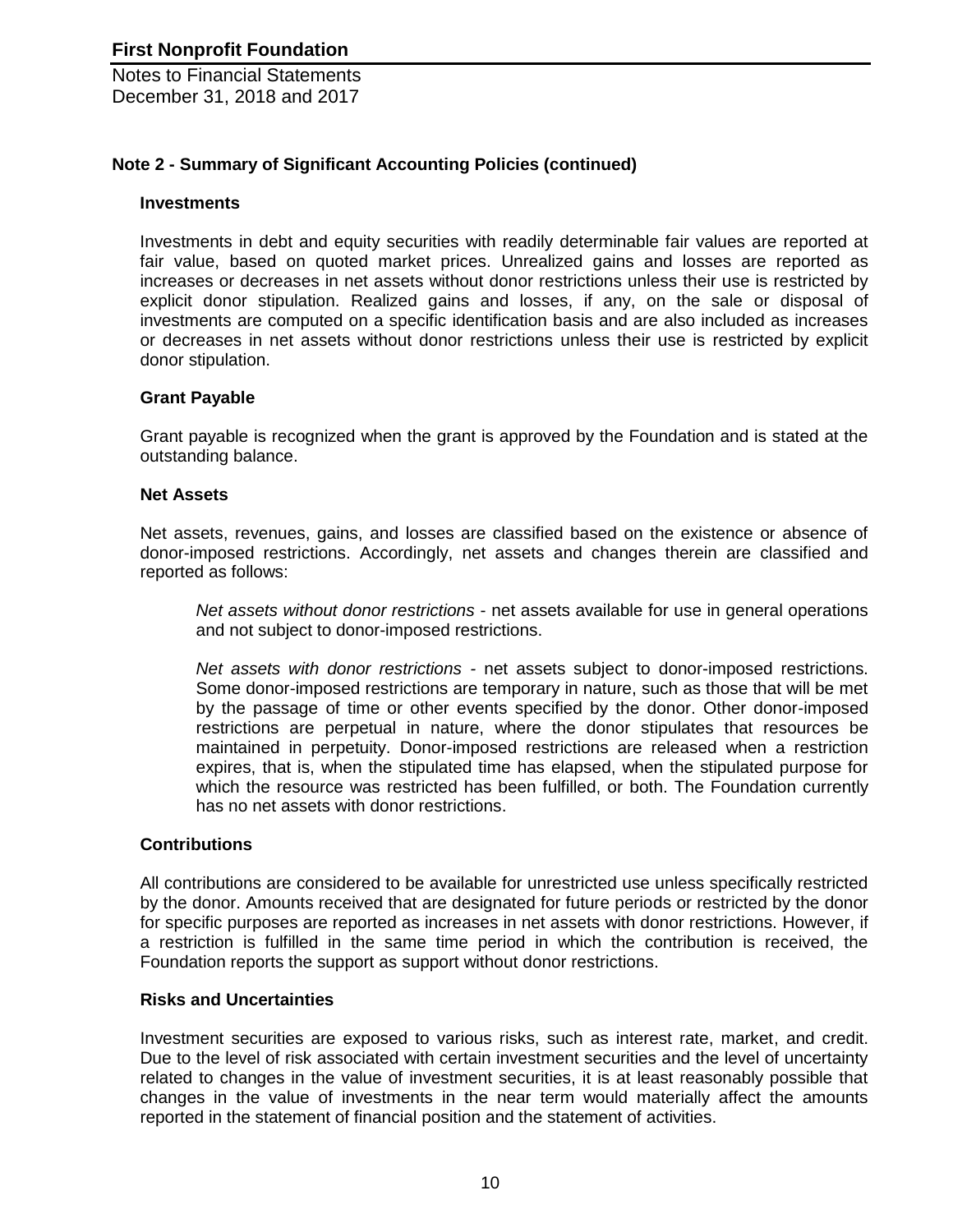## Note 2 - Summary of Significant Accounting Policies (continued)

### Investments

Investments in debt and equity securities with readily determinable fair values are reported at fair value, based on quoted market prices. Unrealized gains and losses are reported as increases or decreases in net assets without donor restrictions unless their use is restricted by explicit donor stipulation. Realized gains and losses, if any, on the sale or disposal of investments are computed on a specific identification basis and are also included as increases or decreases in net assets without donor restrictions unless their use is restricted by explicit donor stipulation.

### Grant Payable

Grant payable is recognized when the grant is approved by the Foundation and is stated at the outstanding balance.

### Net Assets

Net assets, revenues, gains, and losses are classified based on the existence or absence of donor-imposed restrictions. Accordingly, net assets and changes therein are classified and reported as follows:

*Net assets without donor restrictions* - net assets available for use in general operations and not subject to donor-imposed restrictions.

*Net assets with donor restrictions* - net assets subject to donor-imposed restrictions. Some donor-imposed restrictions are temporary in nature, such as those that will be met by the passage of time or other events specified by the donor. Other donor-imposed restrictions are perpetual in nature, where the donor stipulates that resources be maintained in perpetuity. Donor-imposed restrictions are released when a restriction expires, that is, when the stipulated time has elapsed, when the stipulated purpose for which the resource was restricted has been fulfilled, or both. The Foundation currently has no net assets with donor restrictions.

### Contributions

All contributions are considered to be available for unrestricted use unless specifically restricted by the donor. Amounts received that are designated for future periods or restricted by the donor for specific purposes are reported as increases in net assets with donor restrictions. However, if a restriction is fulfilled in the same time period in which the contribution is received, the Foundation reports the support as support without donor restrictions.

### Risks and Uncertainties

Investment securities are exposed to various risks, such as interest rate, market, and credit. Due to the level of risk associated with certain investment securities and the level of uncertainty related to changes in the value of investment securities, it is at least reasonably possible that changes in the value of investments in the near term would materially affect the amounts reported in the statement of financial position and the statement of activities.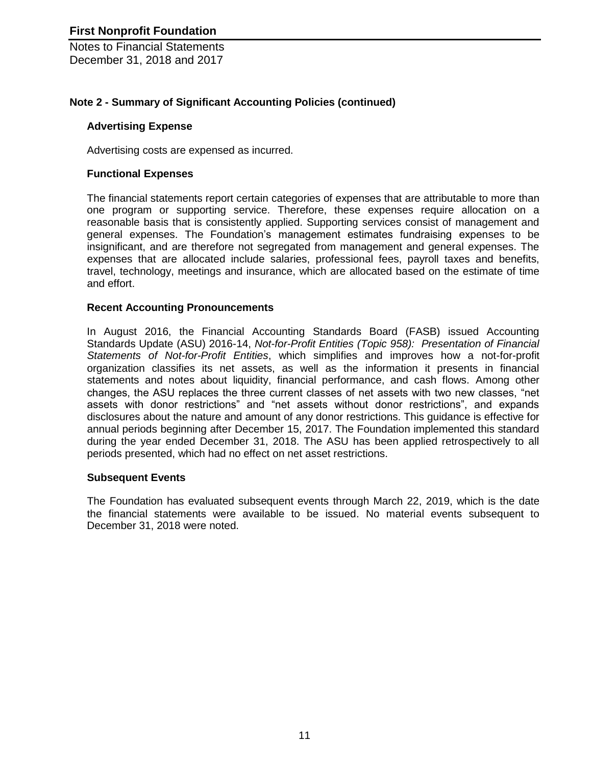## Note 2 - Summary of Significant Accounting Policies (continued)

### Advertising Expense

Advertising costs are expensed as incurred.

### Functional Expenses

The financial statements report certain categories of expenses that are attributable to more than one program or supporting service. Therefore, these expenses require allocation on a reasonable basis that is consistently applied. Supporting services consist of management and general expenses. The Foundation's management estimates fundraising expenses to be insignificant, and are therefore not segregated from management and general expenses. The expenses that are allocated include salaries, professional fees, payroll taxes and benefits, travel, technology, meetings and insurance, which are allocated based on the estimate of time and effort.

### Recent Accounting Pronouncements

In August 2016, the Financial Accounting Standards Board (FASB) issued Accounting Standards Update (ASU) 2016-14, *Not-for-Profit Entities (Topic 958): Presentation of Financial Statements of Not-for-Profit Entities*, which simplifies and improves how a not-for-profit organization classifies its net assets, as well as the information it presents in financial statements and notes about liquidity, financial performance, and cash flows. Among other changes, the ASU replaces the three current classes of net assets with two new classes, "net assets with donor restrictions" and "net assets without donor restrictions", and expands disclosures about the nature and amount of any donor restrictions. This guidance is effective for annual periods beginning after December 15, 2017. The Foundation implemented this standard during the year ended December 31, 2018. The ASU has been applied retrospectively to all periods presented, which had no effect on net asset restrictions.

### Subsequent Events

The Foundation has evaluated subsequent events through March 22, 2019, which is the date the financial statements were available to be issued. No material events subsequent to December 31, 2018 were noted.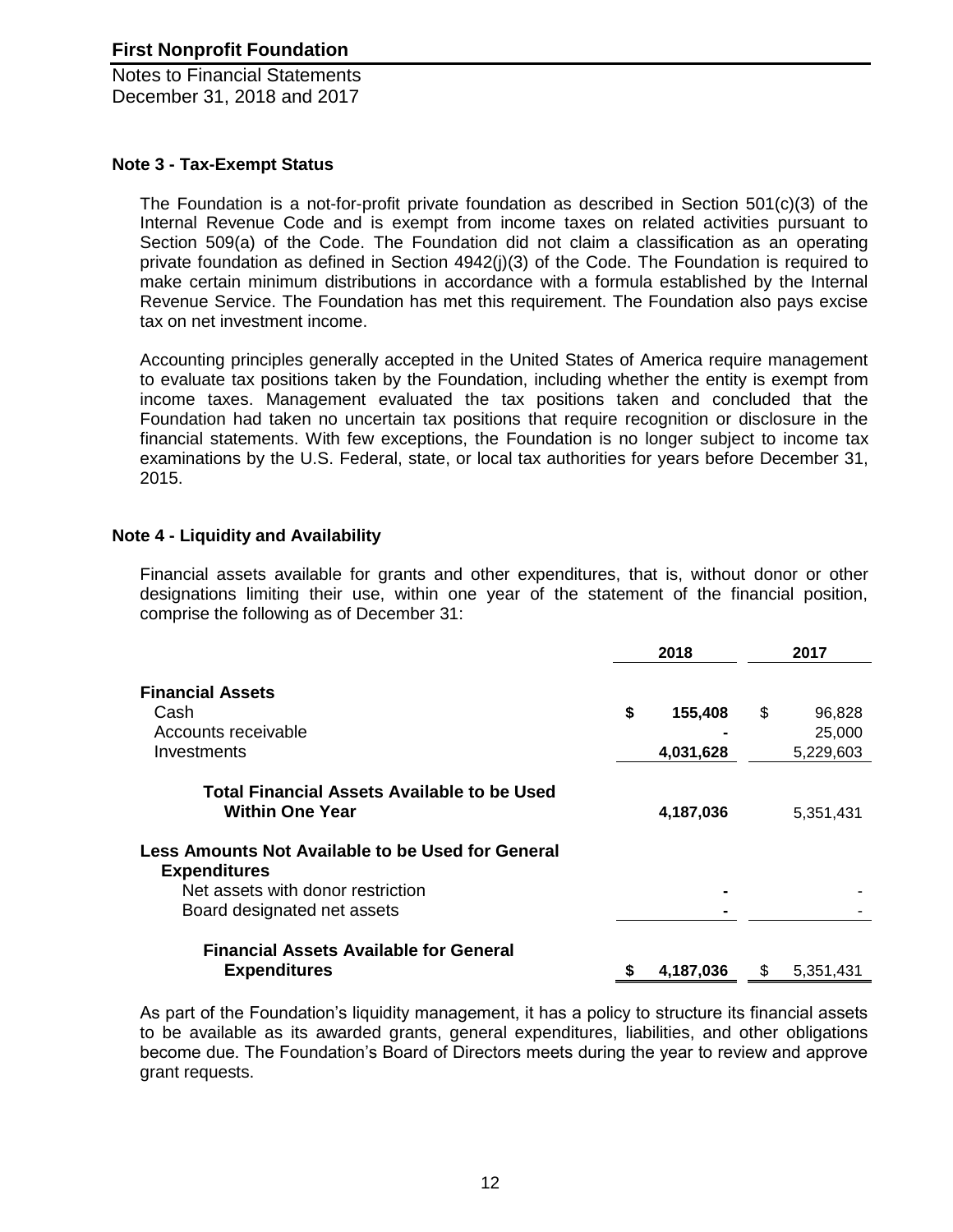# First Nonprofit Foundation

Notes to Financial Statements
December 31, 2018 and 2017

## Note 3 - Tax-Exempt Status

The Foundation is a not-for-profit private foundation as described in Section 501(c)(3) of the Internal Revenue Code and is exempt from income taxes on related activities pursuant to Section 509(a) of the Code. The Foundation did not claim a classification as an operating private foundation as defined in Section 4942(j)(3) of the Code. The Foundation is required to make certain minimum distributions in accordance with a formula established by the Internal Revenue Service. The Foundation has met this requirement. The Foundation also pays excise tax on net investment income.

Accounting principles generally accepted in the United States of America require management to evaluate tax positions taken by the Foundation, including whether the entity is exempt from income taxes. Management evaluated the tax positions taken and concluded that the Foundation had taken no uncertain tax positions that require recognition or disclosure in the financial statements. With few exceptions, the Foundation is no longer subject to income tax examinations by the U.S. Federal, state, or local tax authorities for years before December 31, 2015.

## Note 4 - Liquidity and Availability

Financial assets available for grants and other expenditures, that is, without donor or other designations limiting their use, within one year of the statement of the financial position, comprise the following as of December 31:

| | 2018 | 2017 |
|---|---|---|
| **Financial Assets** | | |
| Cash | **$ 155,408** | $ 96,828 |
| Accounts receivable | **-** | 25,000 |
| Investments | **4,031,628** | 5,229,603 |
| **Total Financial Assets Available to be Used Within One Year** | **4,187,036** | 5,351,431 |
| **Less Amounts Not Available to be Used for General Expenditures** | | |
| Net assets with donor restriction | **-** | - |
| Board designated net assets | **-** | - |
| **Financial Assets Available for General Expenditures** | **$ 4,187,036** | $ 5,351,431 |

As part of the Foundation's liquidity management, it has a policy to structure its financial assets to be available as its awarded grants, general expenditures, liabilities, and other obligations become due. The Foundation's Board of Directors meets during the year to review and approve grant requests.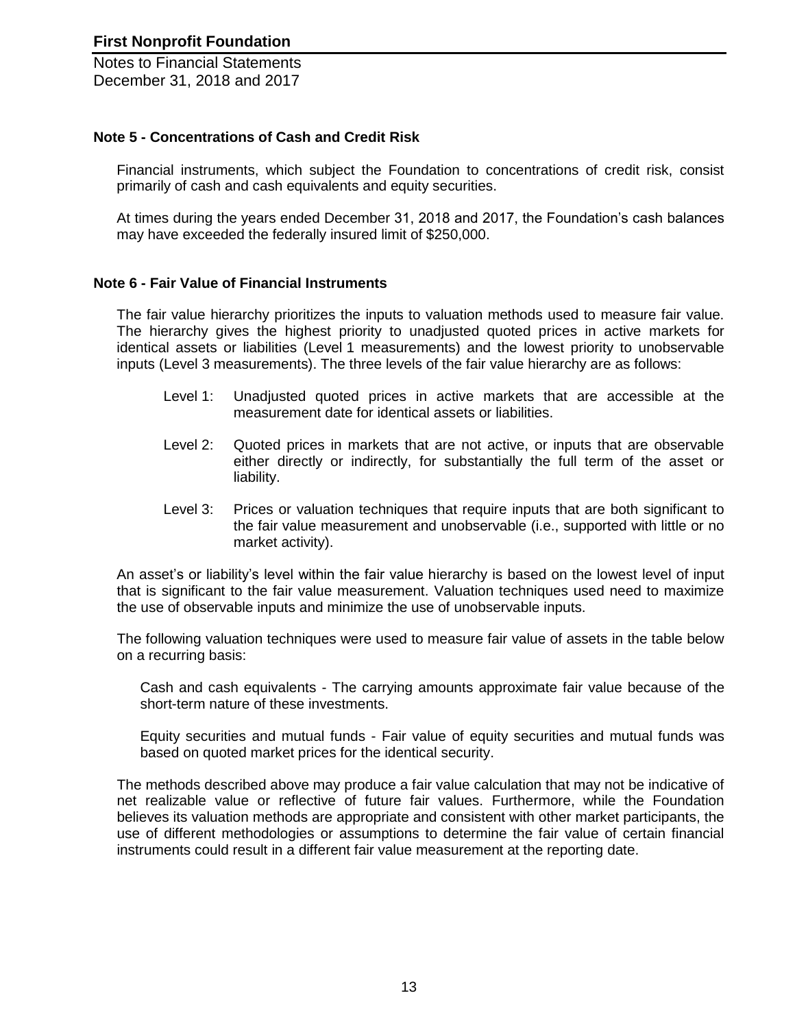## Note 5 - Concentrations of Cash and Credit Risk

Financial instruments, which subject the Foundation to concentrations of credit risk, consist primarily of cash and cash equivalents and equity securities.

At times during the years ended December 31, 2018 and 2017, the Foundation's cash balances may have exceeded the federally insured limit of $250,000.

## Note 6 - Fair Value of Financial Instruments

The fair value hierarchy prioritizes the inputs to valuation methods used to measure fair value. The hierarchy gives the highest priority to unadjusted quoted prices in active markets for identical assets or liabilities (Level 1 measurements) and the lowest priority to unobservable inputs (Level 3 measurements). The three levels of the fair value hierarchy are as follows:

- Level 1: Unadjusted quoted prices in active markets that are accessible at the measurement date for identical assets or liabilities.
- Level 2: Quoted prices in markets that are not active, or inputs that are observable either directly or indirectly, for substantially the full term of the asset or liability.
- Level 3: Prices or valuation techniques that require inputs that are both significant to the fair value measurement and unobservable (i.e., supported with little or no market activity).

An asset's or liability's level within the fair value hierarchy is based on the lowest level of input that is significant to the fair value measurement. Valuation techniques used need to maximize the use of observable inputs and minimize the use of unobservable inputs.

The following valuation techniques were used to measure fair value of assets in the table below on a recurring basis:

Cash and cash equivalents - The carrying amounts approximate fair value because of the short-term nature of these investments.

Equity securities and mutual funds - Fair value of equity securities and mutual funds was based on quoted market prices for the identical security.

The methods described above may produce a fair value calculation that may not be indicative of net realizable value or reflective of future fair values. Furthermore, while the Foundation believes its valuation methods are appropriate and consistent with other market participants, the use of different methodologies or assumptions to determine the fair value of certain financial instruments could result in a different fair value measurement at the reporting date.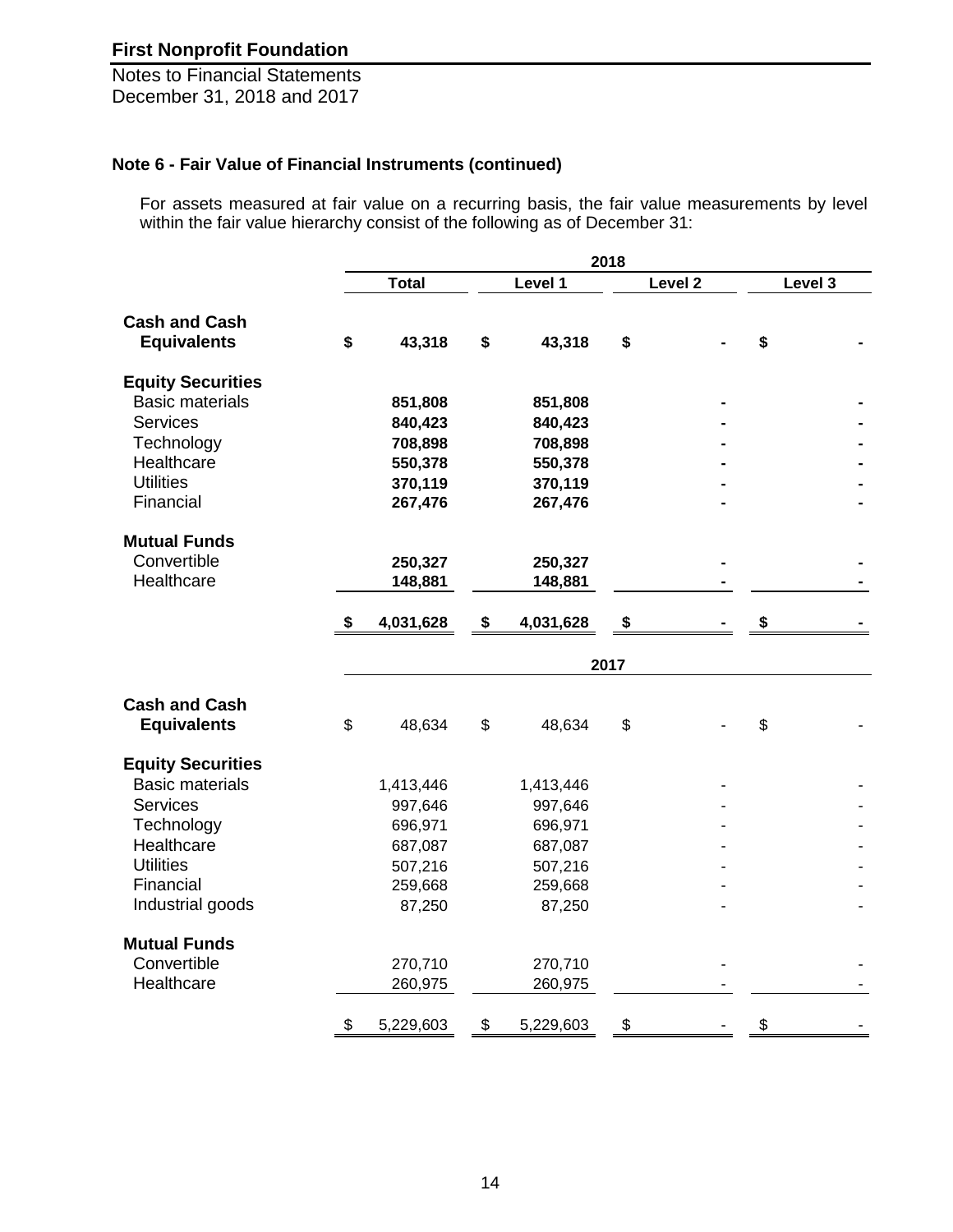**First Nonprofit Foundation**

Notes to Financial Statements
December 31, 2018 and 2017

### Note 6 - Fair Value of Financial Instruments (continued)

For assets measured at fair value on a recurring basis, the fair value measurements by level within the fair value hierarchy consist of the following as of December 31:

| | 2018 | | | |
|---|---|---|---|---|
| | **Total** | **Level 1** | **Level 2** | **Level 3** |
| **Cash and Cash Equivalents** | **$ 43,318** | **$ 43,318** | **$ -** | **$ -** |
| **Equity Securities** | | | | |
| Basic materials | **851,808** | **851,808** | **-** | **-** |
| Services | **840,423** | **840,423** | **-** | **-** |
| Technology | **708,898** | **708,898** | **-** | **-** |
| Healthcare | **550,378** | **550,378** | **-** | **-** |
| Utilities | **370,119** | **370,119** | **-** | **-** |
| Financial | **267,476** | **267,476** | **-** | **-** |
| **Mutual Funds** | | | | |
| Convertible | **250,327** | **250,327** | **-** | **-** |
| Healthcare | **148,881** | **148,881** | **-** | **-** |
| | **$ 4,031,628** | **$ 4,031,628** | **$ -** | **$ -** |

| | 2017 | | | |
|---|---|---|---|---|
| | Total | Level 1 | Level 2 | Level 3 |
| **Cash and Cash Equivalents** | $ 48,634 | $ 48,634 | $ - | $ - |
| **Equity Securities** | | | | |
| Basic materials | 1,413,446 | 1,413,446 | - | - |
| Services | 997,646 | 997,646 | - | - |
| Technology | 696,971 | 696,971 | - | - |
| Healthcare | 687,087 | 687,087 | - | - |
| Utilities | 507,216 | 507,216 | - | - |
| Financial | 259,668 | 259,668 | - | - |
| Industrial goods | 87,250 | 87,250 | - | - |
| **Mutual Funds** | | | | |
| Convertible | 270,710 | 270,710 | - | - |
| Healthcare | 260,975 | 260,975 | - | - |
| | $ 5,229,603 | $ 5,229,603 | $ - | $ - |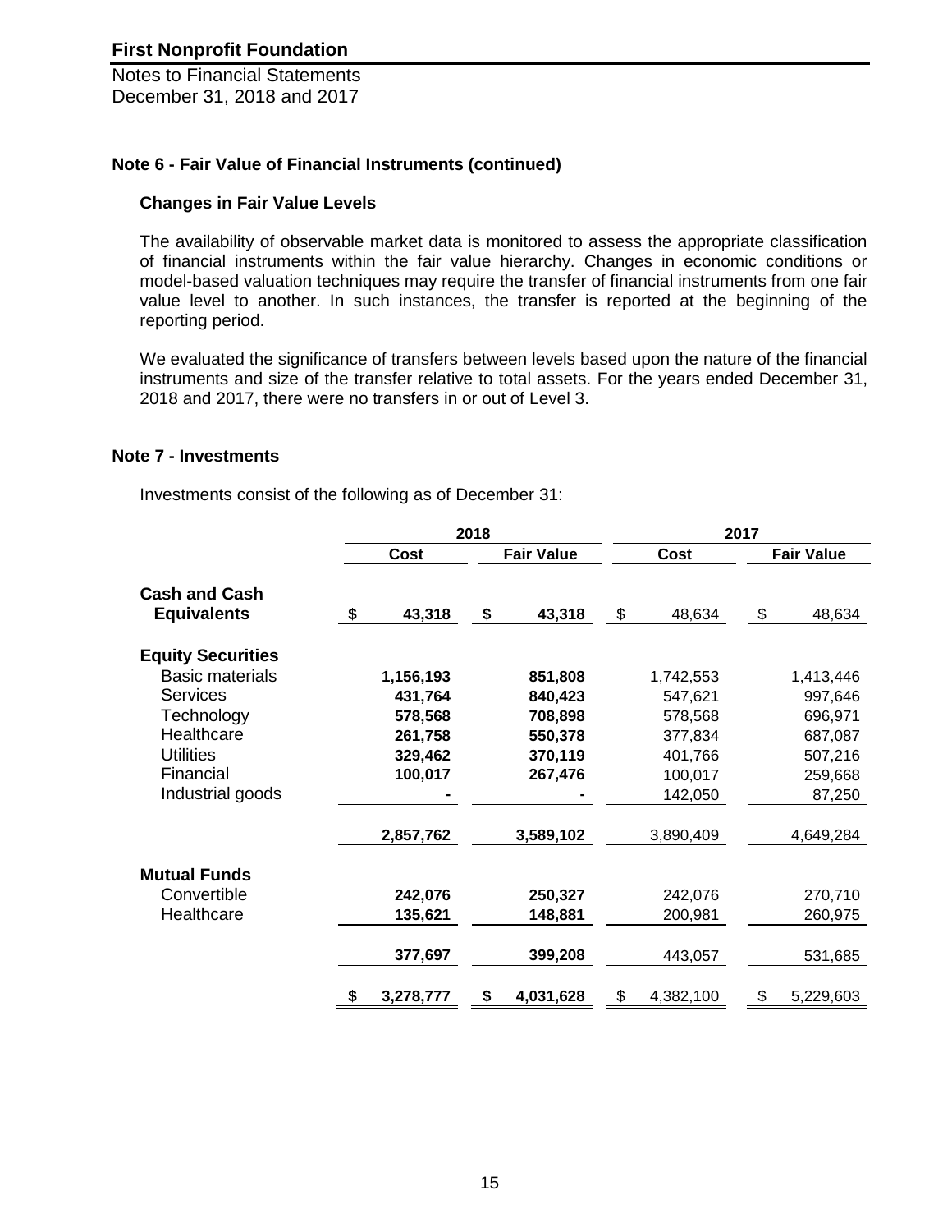# First Nonprofit Foundation

Notes to Financial Statements
December 31, 2018 and 2017

## Note 6 - Fair Value of Financial Instruments (continued)

### Changes in Fair Value Levels

The availability of observable market data is monitored to assess the appropriate classification of financial instruments within the fair value hierarchy. Changes in economic conditions or model-based valuation techniques may require the transfer of financial instruments from one fair value level to another. In such instances, the transfer is reported at the beginning of the reporting period.

We evaluated the significance of transfers between levels based upon the nature of the financial instruments and size of the transfer relative to total assets. For the years ended December 31, 2018 and 2017, there were no transfers in or out of Level 3.

## Note 7 - Investments

Investments consist of the following as of December 31:

| | 2018 | | 2017 | |
|---|---|---|---|---|
| | **Cost** | **Fair Value** | **Cost** | **Fair Value** |
| **Cash and Cash Equivalents** | **$ 43,318** | **$ 43,318** | $ 48,634 | $ 48,634 |
| **Equity Securities** | | | | |
| Basic materials | **1,156,193** | **851,808** | 1,742,553 | 1,413,446 |
| Services | **431,764** | **840,423** | 547,621 | 997,646 |
| Technology | **578,568** | **708,898** | 578,568 | 696,971 |
| Healthcare | **261,758** | **550,378** | 377,834 | 687,087 |
| Utilities | **329,462** | **370,119** | 401,766 | 507,216 |
| Financial | **100,017** | **267,476** | 100,017 | 259,668 |
| Industrial goods | **-** | **-** | 142,050 | 87,250 |
| | **2,857,762** | **3,589,102** | 3,890,409 | 4,649,284 |
| **Mutual Funds** | | | | |
| Convertible | **242,076** | **250,327** | 242,076 | 270,710 |
| Healthcare | **135,621** | **148,881** | 200,981 | 260,975 |
| | **377,697** | **399,208** | 443,057 | 531,685 |
| | **$ 3,278,777** | **$ 4,031,628** | $ 4,382,100 | $ 5,229,603 |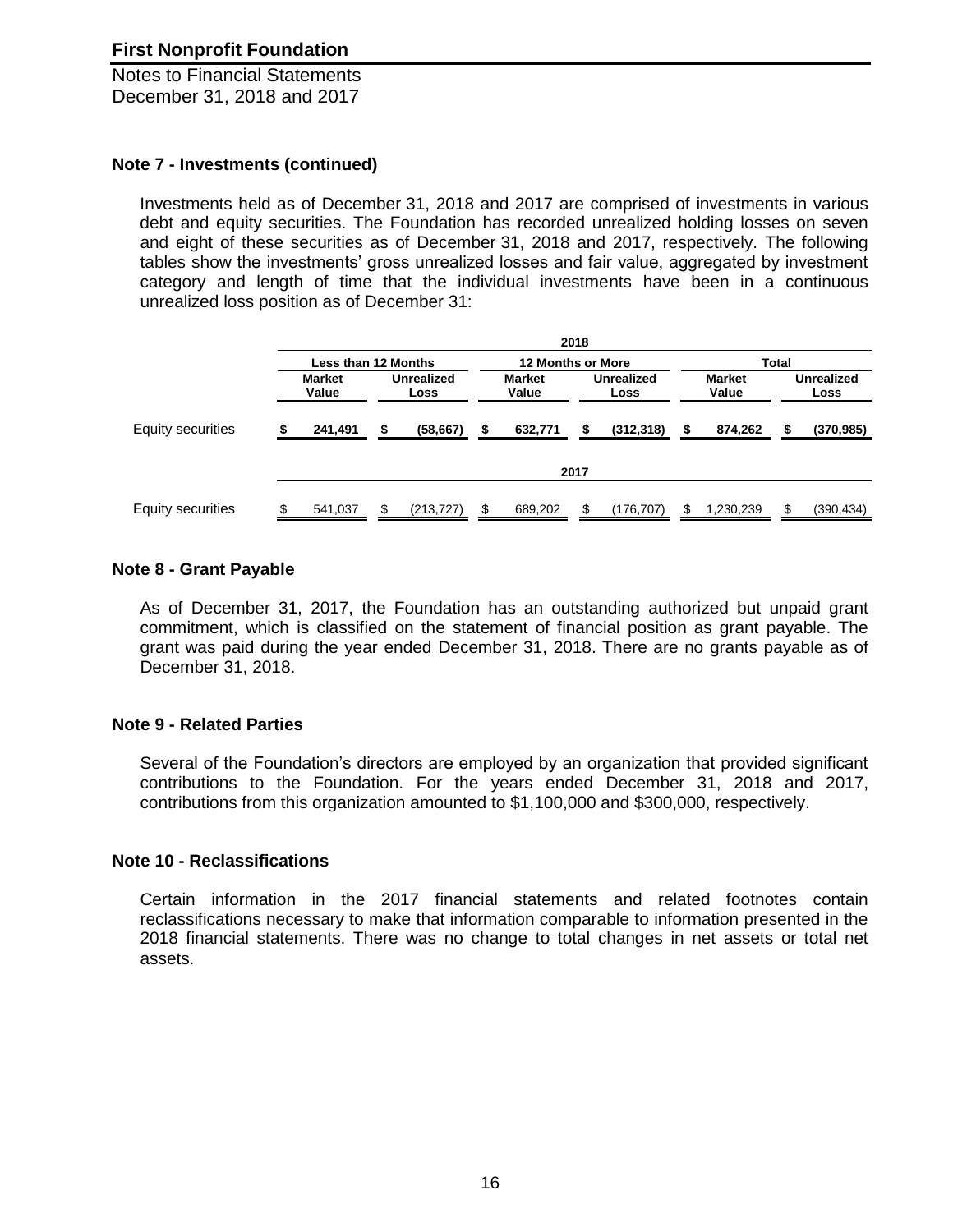# First Nonprofit Foundation

Notes to Financial Statements
December 31, 2018 and 2017

### Note 7 - Investments (continued)

Investments held as of December 31, 2018 and 2017 are comprised of investments in various debt and equity securities. The Foundation has recorded unrealized holding losses on seven and eight of these securities as of December 31, 2018 and 2017, respectively. The following tables show the investments' gross unrealized losses and fair value, aggregated by investment category and length of time that the individual investments have been in a continuous unrealized loss position as of December 31:

| | 2018 | | | | | |
|---|---|---|---|---|---|---|
| | Less than 12 Months | | 12 Months or More | | Total | |
| | Market Value | Unrealized Loss | Market Value | Unrealized Loss | Market Value | Unrealized Loss |
| Equity securities | $ 241,491 | $ (58,667) | $ 632,771 | $ (312,318) | $ 874,262 | $ (370,985) |
| | 2017 | | | | | |
| Equity securities | $ 541,037 | $ (213,727) | $ 689,202 | $ (176,707) | $ 1,230,239 | $ (390,434) |

### Note 8 - Grant Payable

As of December 31, 2017, the Foundation has an outstanding authorized but unpaid grant commitment, which is classified on the statement of financial position as grant payable. The grant was paid during the year ended December 31, 2018. There are no grants payable as of December 31, 2018.

### Note 9 - Related Parties

Several of the Foundation's directors are employed by an organization that provided significant contributions to the Foundation. For the years ended December 31, 2018 and 2017, contributions from this organization amounted to $1,100,000 and $300,000, respectively.

### Note 10 - Reclassifications

Certain information in the 2017 financial statements and related footnotes contain reclassifications necessary to make that information comparable to information presented in the 2018 financial statements. There was no change to total changes in net assets or total net assets.